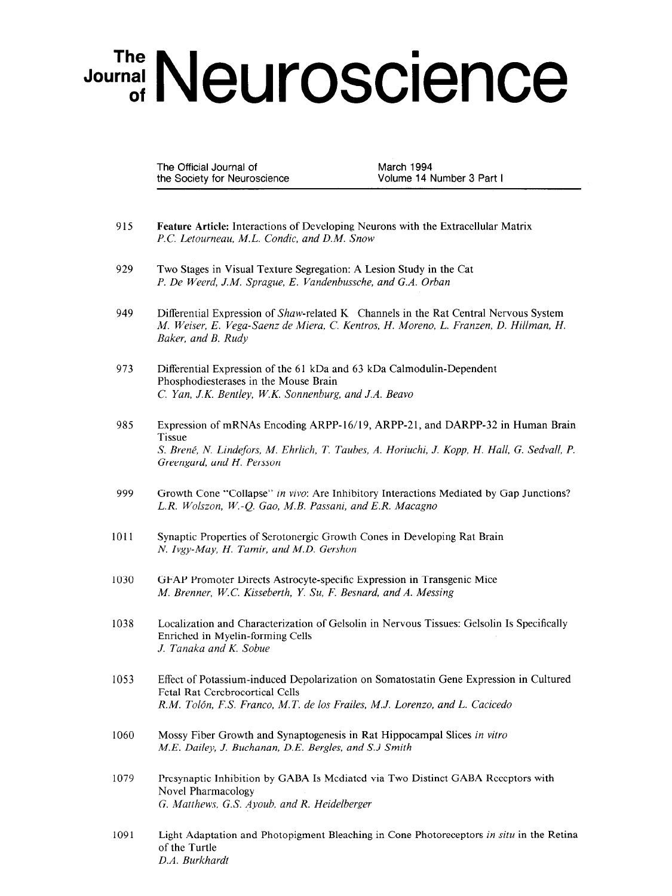# The Journal of Neuroscience

The Official Journal of the Society for Neuroscience

March 1994
Volume 14 Number 3 Part I

915 **Feature Article:** Interactions of Developing Neurons with the Extracellular Matrix
*P.C. Letourneau, M.L. Condic, and D.M. Snow*

929 Two Stages in Visual Texture Segregation: A Lesion Study in the Cat
*P. De Weerd, J.M. Sprague, E. Vandenbussche, and G.A. Orban*

949 Differential Expression of *Shaw*-related K Channels in the Rat Central Nervous System
*M. Weiser, E. Vega-Saenz de Miera, C. Kentros, H. Moreno, L. Franzen, D. Hillman, H. Baker, and B. Rudy*

973 Differential Expression of the 61 kDa and 63 kDa Calmodulin-Dependent Phosphodiesterases in the Mouse Brain
*C. Yan, J.K. Bentley, W.K. Sonnenburg, and J.A. Beavo*

985 Expression of mRNAs Encoding ARPP-16/19, ARPP-21, and DARPP-32 in Human Brain Tissue
*S. Brené, N. Lindefors, M. Ehrlich, T. Taubes, A. Horiuchi, J. Kopp, H. Hall, G. Sedvall, P. Greengard, and H. Persson*

999 Growth Cone "Collapse" *in vivo*: Are Inhibitory Interactions Mediated by Gap Junctions?
*L.R. Wolszon, W.-Q. Gao, M.B. Passani, and E.R. Macagno*

1011 Synaptic Properties of Serotonergic Growth Cones in Developing Rat Brain
*N. Ivgy-May, H. Tamir, and M.D. Gershon*

1030 GFAP Promoter Directs Astrocyte-specific Expression in Transgenic Mice
*M. Brenner, W.C. Kisseberth, Y. Su, F. Besnard, and A. Messing*

1038 Localization and Characterization of Gelsolin in Nervous Tissues: Gelsolin Is Specifically Enriched in Myelin-forming Cells
*J. Tanaka and K. Sobue*

1053 Effect of Potassium-induced Depolarization on Somatostatin Gene Expression in Cultured Fetal Rat Cerebrocortical Cells
*R.M. Tolón, F.S. Franco, M.T. de los Frailes, M.J. Lorenzo, and L. Cacicedo*

1060 Mossy Fiber Growth and Synaptogenesis in Rat Hippocampal Slices *in vitro*
*M.E. Dailey, J. Buchanan, D.E. Bergles, and S.J Smith*

1079 Presynaptic Inhibition by GABA Is Mediated via Two Distinct GABA Receptors with Novel Pharmacology
*G. Matthews, G.S. Ayoub, and R. Heidelberger*

1091 Light Adaptation and Photopigment Bleaching in Cone Photoreceptors *in situ* in the Retina of the Turtle
*D.A. Burkhardt*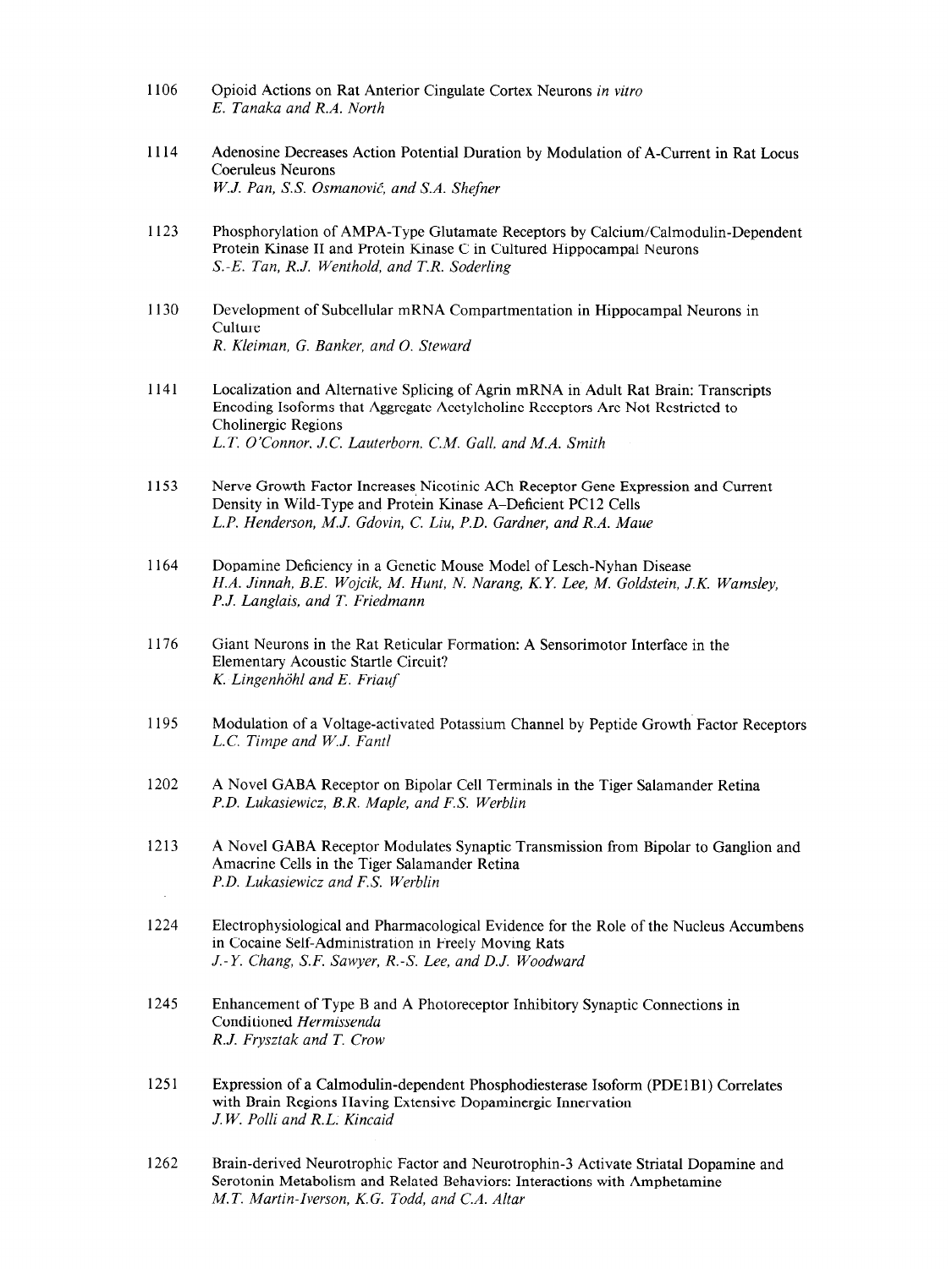1106 Opioid Actions on Rat Anterior Cingulate Cortex Neurons *in vitro*
*E. Tanaka and R.A. North*

1114 Adenosine Decreases Action Potential Duration by Modulation of A-Current in Rat Locus Coeruleus Neurons
*W.J. Pan, S.S. Osmanović, and S.A. Shefner*

1123 Phosphorylation of AMPA-Type Glutamate Receptors by Calcium/Calmodulin-Dependent Protein Kinase II and Protein Kinase C in Cultured Hippocampal Neurons
*S.-E. Tan, R.J. Wenthold, and T.R. Soderling*

1130 Development of Subcellular mRNA Compartmentation in Hippocampal Neurons in Culture
*R. Kleiman, G. Banker, and O. Steward*

1141 Localization and Alternative Splicing of Agrin mRNA in Adult Rat Brain: Transcripts Encoding Isoforms that Aggregate Acetylcholine Receptors Are Not Restricted to Cholinergic Regions
*L.T. O'Connor, J.C. Lauterborn, C.M. Gall, and M.A. Smith*

1153 Nerve Growth Factor Increases Nicotinic ACh Receptor Gene Expression and Current Density in Wild-Type and Protein Kinase A–Deficient PC12 Cells
*L.P. Henderson, M.J. Gdovin, C. Liu, P.D. Gardner, and R.A. Maue*

1164 Dopamine Deficiency in a Genetic Mouse Model of Lesch-Nyhan Disease
*H.A. Jinnah, B.E. Wojcik, M. Hunt, N. Narang, K.Y. Lee, M. Goldstein, J.K. Wamsley, P.J. Langlais, and T. Friedmann*

1176 Giant Neurons in the Rat Reticular Formation: A Sensorimotor Interface in the Elementary Acoustic Startle Circuit?
*K. Lingenhöhl and E. Friauf*

1195 Modulation of a Voltage-activated Potassium Channel by Peptide Growth Factor Receptors
*L.C. Timpe and W.J. Fantl*

1202 A Novel GABA Receptor on Bipolar Cell Terminals in the Tiger Salamander Retina
*P.D. Lukasiewicz, B.R. Maple, and F.S. Werblin*

1213 A Novel GABA Receptor Modulates Synaptic Transmission from Bipolar to Ganglion and Amacrine Cells in the Tiger Salamander Retina
*P.D. Lukasiewicz and F.S. Werblin*

1224 Electrophysiological and Pharmacological Evidence for the Role of the Nucleus Accumbens in Cocaine Self-Administration in Freely Moving Rats
*J.-Y. Chang, S.F. Sawyer, R.-S. Lee, and D.J. Woodward*

1245 Enhancement of Type B and A Photoreceptor Inhibitory Synaptic Connections in Conditioned *Hermissenda*
*R.J. Frysztak and T. Crow*

1251 Expression of a Calmodulin-dependent Phosphodiesterase Isoform (PDE1B1) Correlates with Brain Regions Having Extensive Dopaminergic Innervation
*J.W. Polli and R.L. Kincaid*

1262 Brain-derived Neurotrophic Factor and Neurotrophin-3 Activate Striatal Dopamine and Serotonin Metabolism and Related Behaviors: Interactions with Amphetamine
*M.T. Martin-Iverson, K.G. Todd, and C.A. Altar*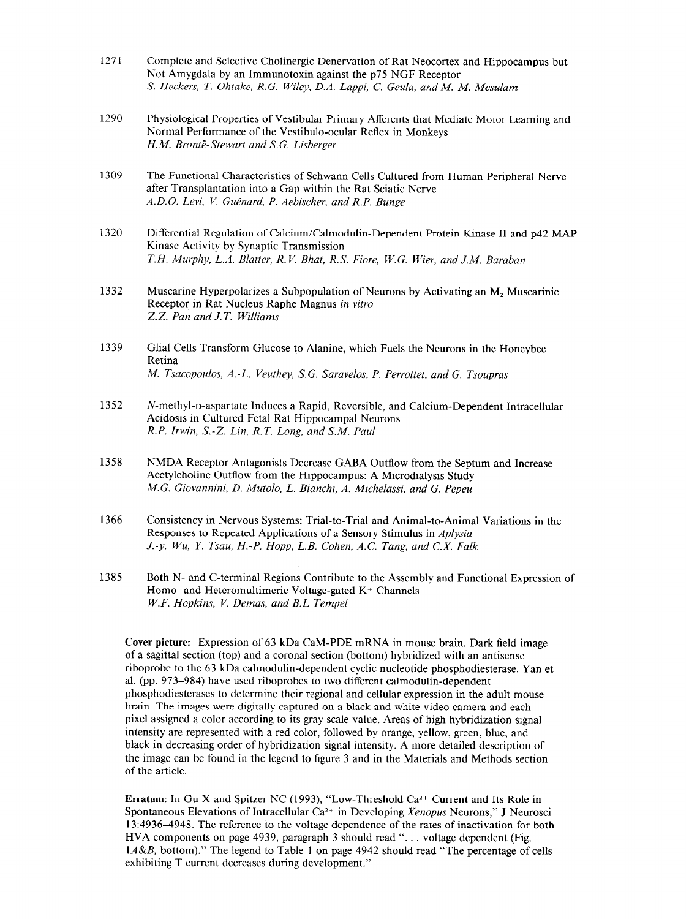1271 Complete and Selective Cholinergic Denervation of Rat Neocortex and Hippocampus but Not Amygdala by an Immunotoxin against the p75 NGF Receptor
*S. Heckers, T. Ohtake, R.G. Wiley, D.A. Lappi, C. Geula, and M. M. Mesulam*

1290 Physiological Properties of Vestibular Primary Afferents that Mediate Motor Learning and Normal Performance of the Vestibulo-ocular Reflex in Monkeys
*H.M. Brontë-Stewart and S.G. Lisberger*

1309 The Functional Characteristics of Schwann Cells Cultured from Human Peripheral Nerve after Transplantation into a Gap within the Rat Sciatic Nerve
*A.D.O. Levi, V. Guénard, P. Aebischer, and R.P. Bunge*

1320 Differential Regulation of Calcium/Calmodulin-Dependent Protein Kinase II and p42 MAP Kinase Activity by Synaptic Transmission
*T.H. Murphy, L.A. Blatter, R.V. Bhat, R.S. Fiore, W.G. Wier, and J.M. Baraban*

1332 Muscarine Hyperpolarizes a Subpopulation of Neurons by Activating an $M_2$ Muscarinic Receptor in Rat Nucleus Raphe Magnus *in vitro*
*Z.Z. Pan and J.T. Williams*

1339 Glial Cells Transform Glucose to Alanine, which Fuels the Neurons in the Honeybee Retina
*M. Tsacopoulos, A.-L. Veuthey, S.G. Saravelos, P. Perrottet, and G. Tsoupras*

1352 *N*-methyl-D-aspartate Induces a Rapid, Reversible, and Calcium-Dependent Intracellular Acidosis in Cultured Fetal Rat Hippocampal Neurons
*R.P. Irwin, S.-Z. Lin, R.T. Long, and S.M. Paul*

1358 NMDA Receptor Antagonists Decrease GABA Outflow from the Septum and Increase Acetylcholine Outflow from the Hippocampus: A Microdialysis Study
*M.G. Giovannini, D. Mutolo, L. Bianchi, A. Michelassi, and G. Pepeu*

1366 Consistency in Nervous Systems: Trial-to-Trial and Animal-to-Animal Variations in the Responses to Repeated Applications of a Sensory Stimulus in *Aplysia*
*J.-y. Wu, Y. Tsau, H.-P. Hopp, L.B. Cohen, A.C. Tang, and C.X. Falk*

1385 Both N- and C-terminal Regions Contribute to the Assembly and Functional Expression of Homo- and Heteromultimeric Voltage-gated $K^+$ Channels
*W.F. Hopkins, V. Demas, and B.L Tempel*

**Cover picture:** Expression of 63 kDa CaM-PDE mRNA in mouse brain. Dark field image of a sagittal section (top) and a coronal section (bottom) hybridized with an antisense riboprobe to the 63 kDa calmodulin-dependent cyclic nucleotide phosphodiesterase. Yan et al. (pp. 973–984) have used riboprobes to two different calmodulin-dependent phosphodiesterases to determine their regional and cellular expression in the adult mouse brain. The images were digitally captured on a black and white video camera and each pixel assigned a color according to its gray scale value. Areas of high hybridization signal intensity are represented with a red color, followed by orange, yellow, green, blue, and black in decreasing order of hybridization signal intensity. A more detailed description of the image can be found in the legend to figure 3 and in the Materials and Methods section of the article.

**Erratum:** In Gu X and Spitzer NC (1993), "Low-Threshold $Ca^{2+}$ Current and Its Role in Spontaneous Elevations of Intracellular $Ca^{2+}$ in Developing *Xenopus* Neurons," J Neurosci 13:4936–4948. The reference to the voltage dependence of the rates of inactivation for both HVA components on page 4939, paragraph 3 should read ". . . voltage dependent (Fig. 1*A*&*B*, bottom)." The legend to Table 1 on page 4942 should read "The percentage of cells exhibiting T current decreases during development."